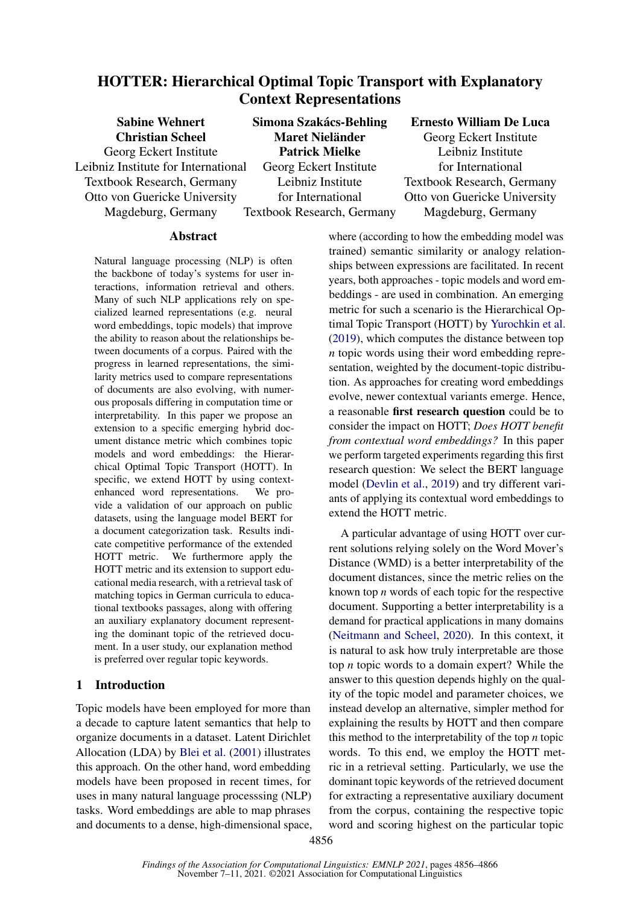# HOTTER: Hierarchical Optimal Topic Transport with Explanatory Context Representations

**Sabine Wehnert**
**Christian Scheel**
Georg Eckert Institute
Leibniz Institute for International
Textbook Research, Germany
Otto von Guericke University
Magdeburg, Germany

**Simona Szakács-Behling**
**Maret Nieländer**
**Patrick Mielke**
Georg Eckert Institute
Leibniz Institute
for International
Textbook Research, Germany

**Ernesto William De Luca**
Georg Eckert Institute
Leibniz Institute
for International
Textbook Research, Germany
Otto von Guericke University
Magdeburg, Germany

## Abstract

Natural language processing (NLP) is often the backbone of today's systems for user interactions, information retrieval and others. Many of such NLP applications rely on specialized learned representations (e.g. neural word embeddings, topic models) that improve the ability to reason about the relationships between documents of a corpus. Paired with the progress in learned representations, the similarity metrics used to compare representations of documents are also evolving, with numerous proposals differing in computation time or interpretability. In this paper we propose an extension to a specific emerging hybrid document distance metric which combines topic models and word embeddings: the Hierarchical Optimal Topic Transport (HOTT). In specific, we extend HOTT by using context-enhanced word representations. We provide a validation of our approach on public datasets, using the language model BERT for a document categorization task. Results indicate competitive performance of the extended HOTT metric. We furthermore apply the HOTT metric and its extension to support educational media research, with a retrieval task of matching topics in German curricula to educational textbooks passages, along with offering an auxiliary explanatory document representing the dominant topic of the retrieved document. In a user study, our explanation method is preferred over regular topic keywords.

## 1 Introduction

Topic models have been employed for more than a decade to capture latent semantics that help to organize documents in a dataset. Latent Dirichlet Allocation (LDA) by Blei et al. (2001) illustrates this approach. On the other hand, word embedding models have been proposed in recent times, for uses in many natural language processsing (NLP) tasks. Word embeddings are able to map phrases and documents to a dense, high-dimensional space, where (according to how the embedding model was trained) semantic similarity or analogy relationships between expressions are facilitated. In recent years, both approaches - topic models and word embeddings - are used in combination. An emerging metric for such a scenario is the Hierarchical Optimal Topic Transport (HOTT) by Yurochkin et al. (2019), which computes the distance between top *n* topic words using their word embedding representation, weighted by the document-topic distribution. As approaches for creating word embeddings evolve, newer contextual variants emerge. Hence, a reasonable **first research question** could be to consider the impact on HOTT; *Does HOTT benefit from contextual word embeddings?* In this paper we perform targeted experiments regarding this first research question: We select the BERT language model (Devlin et al., 2019) and try different variants of applying its contextual word embeddings to extend the HOTT metric.

A particular advantage of using HOTT over current solutions relying solely on the Word Mover's Distance (WMD) is a better interpretability of the document distances, since the metric relies on the known top *n* words of each topic for the respective document. Supporting a better interpretability is a demand for practical applications in many domains (Neitmann and Scheel, 2020). In this context, it is natural to ask how truly interpretable are those top *n* topic words to a domain expert? While the answer to this question depends highly on the quality of the topic model and parameter choices, we instead develop an alternative, simpler method for explaining the results by HOTT and then compare this method to the interpretability of the top *n* topic words. To this end, we employ the HOTT metric in a retrieval setting. Particularly, we use the dominant topic keywords of the retrieved document for extracting a representative auxiliary document from the corpus, containing the respective topic word and scoring highest on the particular topic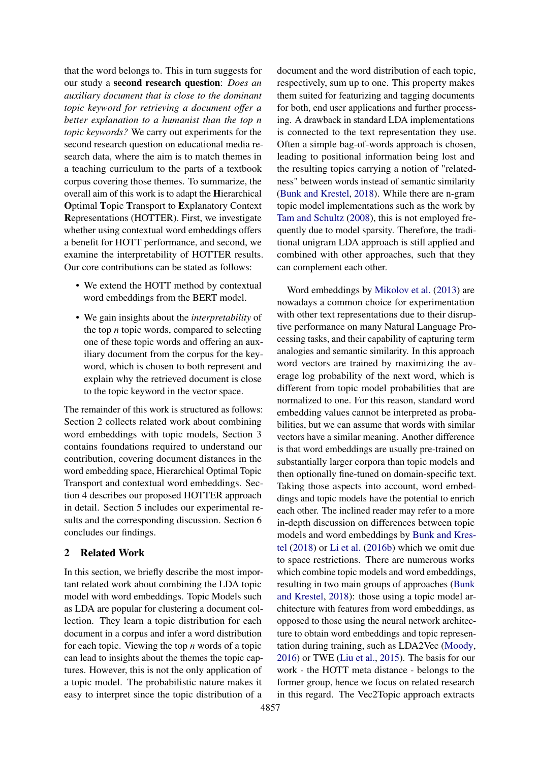that the word belongs to. This in turn suggests for our study a **second research question**: *Does an auxiliary document that is close to the dominant topic keyword for retrieving a document offer a better explanation to a humanist than the top n topic keywords?* We carry out experiments for the second research question on educational media research data, where the aim is to match themes in a teaching curriculum to the parts of a textbook corpus covering those themes. To summarize, the overall aim of this work is to adapt the **H**ierarchical **O**ptimal **T**opic **T**ransport to **E**xplanatory Context **R**epresentations (HOTTER). First, we investigate whether using contextual word embeddings offers a benefit for HOTT performance, and second, we examine the interpretability of HOTTER results. Our core contributions can be stated as follows:

- We extend the HOTT method by contextual word embeddings from the BERT model.
- We gain insights about the *interpretability* of the top *n* topic words, compared to selecting one of these topic words and offering an auxiliary document from the corpus for the keyword, which is chosen to both represent and explain why the retrieved document is close to the topic keyword in the vector space.

The remainder of this work is structured as follows: Section 2 collects related work about combining word embeddings with topic models, Section 3 contains foundations required to understand our contribution, covering document distances in the word embedding space, Hierarchical Optimal Topic Transport and contextual word embeddings. Section 4 describes our proposed HOTTER approach in detail. Section 5 includes our experimental results and the corresponding discussion. Section 6 concludes our findings.

## 2 Related Work

In this section, we briefly describe the most important related work about combining the LDA topic model with word embeddings. Topic Models such as LDA are popular for clustering a document collection. They learn a topic distribution for each document in a corpus and infer a word distribution for each topic. Viewing the top *n* words of a topic can lead to insights about the themes the topic captures. However, this is not the only application of a topic model. The probabilistic nature makes it easy to interpret since the topic distribution of a document and the word distribution of each topic, respectively, sum up to one. This property makes them suited for featurizing and tagging documents for both, end user applications and further processing. A drawback in standard LDA implementations is connected to the text representation they use. Often a simple bag-of-words approach is chosen, leading to positional information being lost and the resulting topics carrying a notion of "relatedness" between words instead of semantic similarity (Bunk and Krestel, 2018). While there are n-gram topic model implementations such as the work by Tam and Schultz (2008), this is not employed frequently due to model sparsity. Therefore, the traditional unigram LDA approach is still applied and combined with other approaches, such that they can complement each other.

Word embeddings by Mikolov et al. (2013) are nowadays a common choice for experimentation with other text representations due to their disruptive performance on many Natural Language Processing tasks, and their capability of capturing term analogies and semantic similarity. In this approach word vectors are trained by maximizing the average log probability of the next word, which is different from topic model probabilities that are normalized to one. For this reason, standard word embedding values cannot be interpreted as probabilities, but we can assume that words with similar vectors have a similar meaning. Another difference is that word embeddings are usually pre-trained on substantially larger corpora than topic models and then optionally fine-tuned on domain-specific text. Taking those aspects into account, word embeddings and topic models have the potential to enrich each other. The inclined reader may refer to a more in-depth discussion on differences between topic models and word embeddings by Bunk and Krestel (2018) or Li et al. (2016b) which we omit due to space restrictions. There are numerous works which combine topic models and word embeddings, resulting in two main groups of approaches (Bunk and Krestel, 2018): those using a topic model architecture with features from word embeddings, as opposed to those using the neural network architecture to obtain word embeddings and topic representation during training, such as LDA2Vec (Moody, 2016) or TWE (Liu et al., 2015). The basis for our work - the HOTT meta distance - belongs to the former group, hence we focus on related research in this regard. The Vec2Topic approach extracts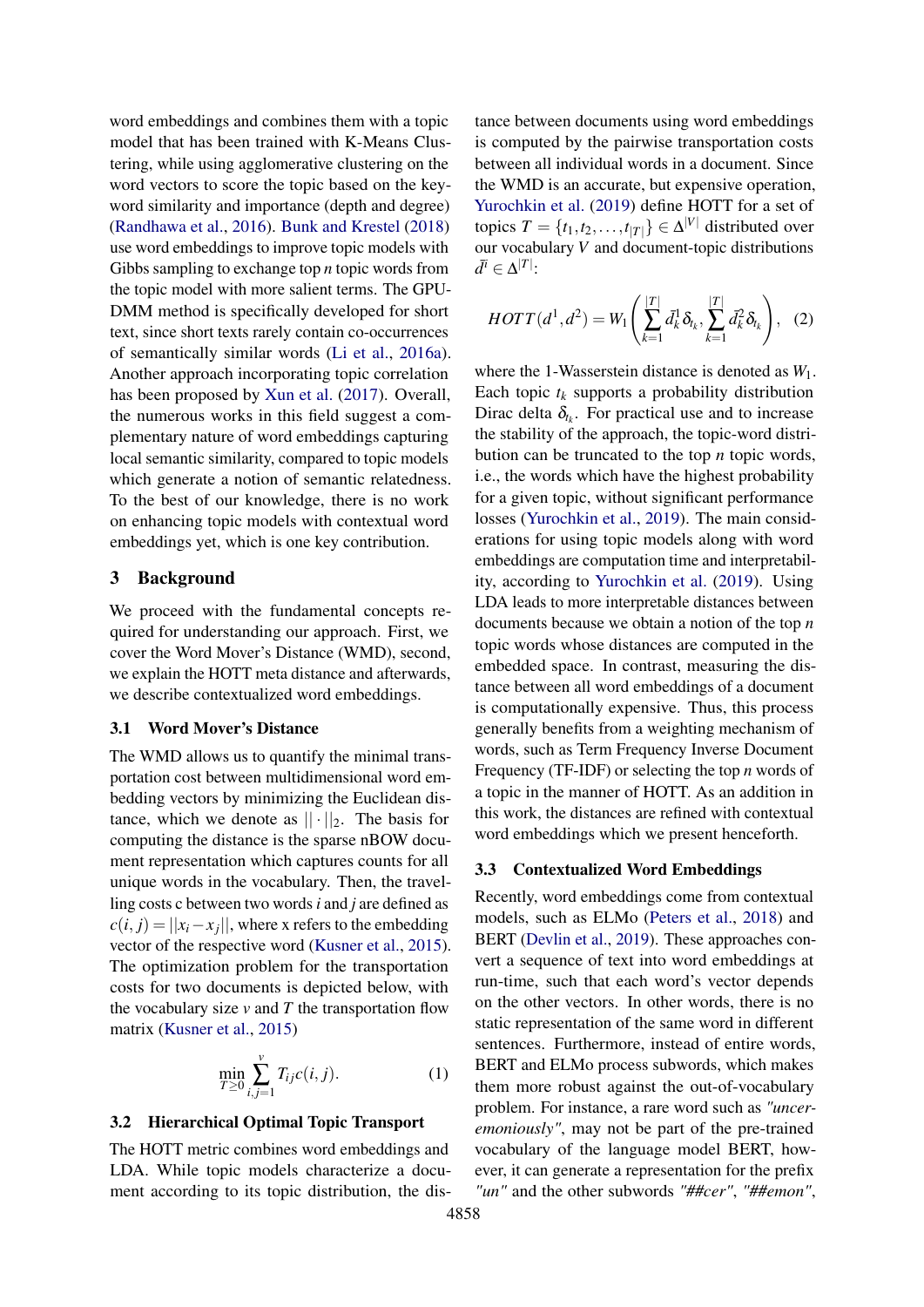word embeddings and combines them with a topic model that has been trained with K-Means Clustering, while using agglomerative clustering on the word vectors to score the topic based on the keyword similarity and importance (depth and degree) (Randhawa et al., 2016). Bunk and Krestel (2018) use word embeddings to improve topic models with Gibbs sampling to exchange top $n$ topic words from the topic model with more salient terms. The GPU-DMM method is specifically developed for short text, since short texts rarely contain co-occurrences of semantically similar words (Li et al., 2016a). Another approach incorporating topic correlation has been proposed by Xun et al. (2017). Overall, the numerous works in this field suggest a complementary nature of word embeddings capturing local semantic similarity, compared to topic models which generate a notion of semantic relatedness. To the best of our knowledge, there is no work on enhancing topic models with contextual word embeddings yet, which is one key contribution.

## 3 Background

We proceed with the fundamental concepts required for understanding our approach. First, we cover the Word Mover's Distance (WMD), second, we explain the HOTT meta distance and afterwards, we describe contextualized word embeddings.

### 3.1 Word Mover's Distance

The WMD allows us to quantify the minimal transportation cost between multidimensional word embedding vectors by minimizing the Euclidean distance, which we denote as $||\cdot||_2$. The basis for computing the distance is the sparse nBOW document representation which captures counts for all unique words in the vocabulary. Then, the travelling costs c between two words $i$ and $j$ are defined as $c(i,j) = ||x_i - x_j||$, where x refers to the embedding vector of the respective word (Kusner et al., 2015). The optimization problem for the transportation costs for two documents is depicted below, with the vocabulary size $v$ and $T$ the transportation flow matrix (Kusner et al., 2015)

$$\min_{T \geq 0} \sum_{i,j=1}^{v} T_{ij} c(i,j). \quad (1)$$

### 3.2 Hierarchical Optimal Topic Transport

The HOTT metric combines word embeddings and LDA. While topic models characterize a document according to its topic distribution, the distance between documents using word embeddings is computed by the pairwise transportation costs between all individual words in a document. Since the WMD is an accurate, but expensive operation, Yurochkin et al. (2019) define HOTT for a set of topics $T = \{t_1, t_2, \ldots, t_{|T|}\} \in \Delta^{|V|}$ distributed over our vocabulary $V$ and document-topic distributions $\bar{d}^i \in \Delta^{|T|}$:

$$HOTT(d^1, d^2) = W_1\left(\sum_{k=1}^{|T|} \bar{d}_k^1 \delta_{t_k}, \sum_{k=1}^{|T|} \bar{d}_k^2 \delta_{t_k}\right), \quad (2)$$

where the 1-Wasserstein distance is denoted as $W_1$. Each topic $t_k$ supports a probability distribution Dirac delta $\delta_{t_k}$. For practical use and to increase the stability of the approach, the topic-word distribution can be truncated to the top $n$ topic words, i.e., the words which have the highest probability for a given topic, without significant performance losses (Yurochkin et al., 2019). The main considerations for using topic models along with word embeddings are computation time and interpretability, according to Yurochkin et al. (2019). Using LDA leads to more interpretable distances between documents because we obtain a notion of the top $n$ topic words whose distances are computed in the embedded space. In contrast, measuring the distance between all word embeddings of a document is computationally expensive. Thus, this process generally benefits from a weighting mechanism of words, such as Term Frequency Inverse Document Frequency (TF-IDF) or selecting the top $n$ words of a topic in the manner of HOTT. As an addition in this work, the distances are refined with contextual word embeddings which we present henceforth.

### 3.3 Contextualized Word Embeddings

Recently, word embeddings come from contextual models, such as ELMo (Peters et al., 2018) and BERT (Devlin et al., 2019). These approaches convert a sequence of text into word embeddings at run-time, such that each word's vector depends on the other vectors. In other words, there is no static representation of the same word in different sentences. Furthermore, instead of entire words, BERT and ELMo process subwords, which makes them more robust against the out-of-vocabulary problem. For instance, a rare word such as *"unceremoniously"*, may not be part of the pre-trained vocabulary of the language model BERT, however, it can generate a representation for the prefix *"un"* and the other subwords *"##cer"*, *"##emon"*,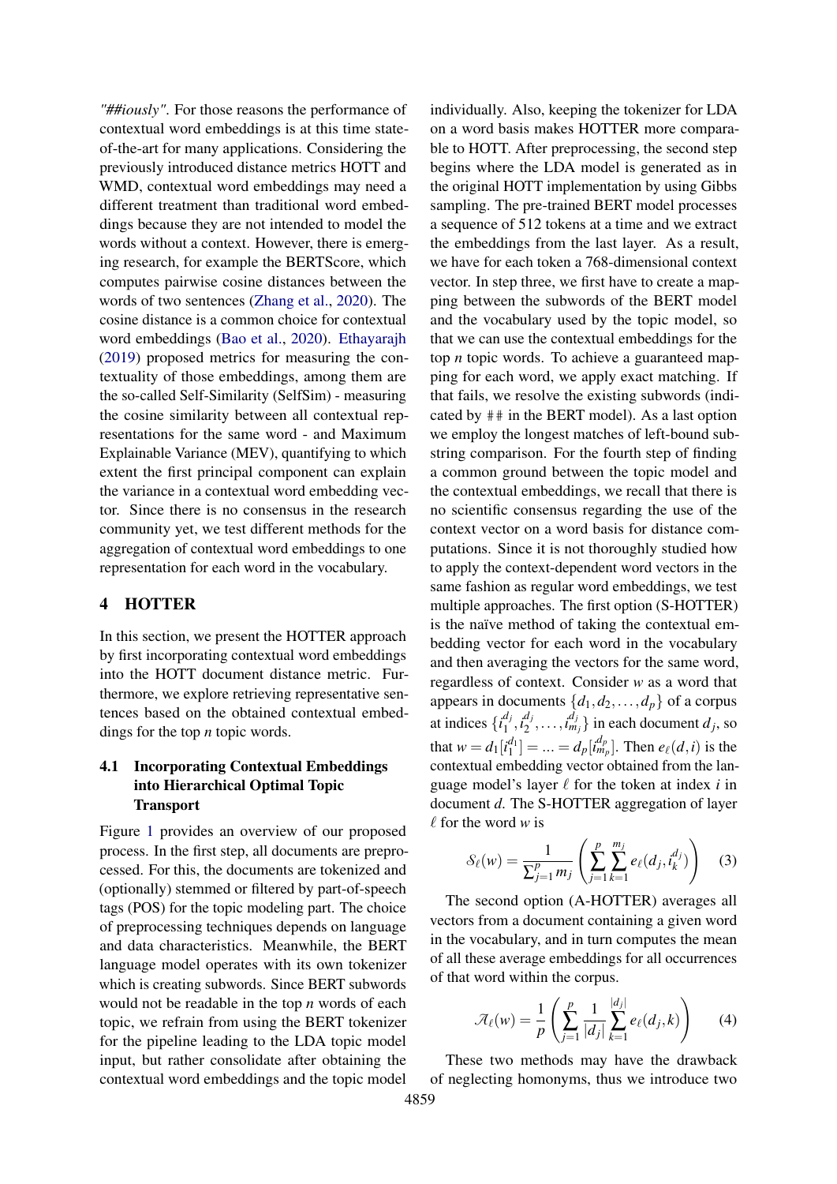*"##iously"*. For those reasons the performance of contextual word embeddings is at this time state-of-the-art for many applications. Considering the previously introduced distance metrics HOTT and WMD, contextual word embeddings may need a different treatment than traditional word embeddings because they are not intended to model the words without a context. However, there is emerging research, for example the BERTScore, which computes pairwise cosine distances between the words of two sentences (Zhang et al., 2020). The cosine distance is a common choice for contextual word embeddings (Bao et al., 2020). Ethayarajh (2019) proposed metrics for measuring the contextuality of those embeddings, among them are the so-called Self-Similarity (SelfSim) - measuring the cosine similarity between all contextual representations for the same word - and Maximum Explainable Variance (MEV), quantifying to which extent the first principal component can explain the variance in a contextual word embedding vector. Since there is no consensus in the research community yet, we test different methods for the aggregation of contextual word embeddings to one representation for each word in the vocabulary.

## 4 HOTTER

In this section, we present the HOTTER approach by first incorporating contextual word embeddings into the HOTT document distance metric. Furthermore, we explore retrieving representative sentences based on the obtained contextual embeddings for the top $n$ topic words.

### 4.1 Incorporating Contextual Embeddings into Hierarchical Optimal Topic Transport

Figure 1 provides an overview of our proposed process. In the first step, all documents are preprocessed. For this, the documents are tokenized and (optionally) stemmed or filtered by part-of-speech tags (POS) for the topic modeling part. The choice of preprocessing techniques depends on language and data characteristics. Meanwhile, the BERT language model operates with its own tokenizer which is creating subwords. Since BERT subwords would not be readable in the top $n$ words of each topic, we refrain from using the BERT tokenizer for the pipeline leading to the LDA topic model input, but rather consolidate after obtaining the contextual word embeddings and the topic model individually. Also, keeping the tokenizer for LDA on a word basis makes HOTTER more comparable to HOTT. After preprocessing, the second step begins where the LDA model is generated as in the original HOTT implementation by using Gibbs sampling. The pre-trained BERT model processes a sequence of 512 tokens at a time and we extract the embeddings from the last layer. As a result, we have for each token a 768-dimensional context vector. In step three, we first have to create a mapping between the subwords of the BERT model and the vocabulary used by the topic model, so that we can use the contextual embeddings for the top $n$ topic words. To achieve a guaranteed mapping for each word, we apply exact matching. If that fails, we resolve the existing subwords (indicated by ## in the BERT model). As a last option we employ the longest matches of left-bound substring comparison. For the fourth step of finding a common ground between the topic model and the contextual embeddings, we recall that there is no scientific consensus regarding the use of the context vector on a word basis for distance computations. Since it is not thoroughly studied how to apply the context-dependent word vectors in the same fashion as regular word embeddings, we test multiple approaches. The first option (S-HOTTER) is the naïve method of taking the contextual embedding vector for each word in the vocabulary and then averaging the vectors for the same word, regardless of context. Consider $w$ as a word that appears in documents $\{d_1, d_2, \ldots, d_p\}$ of a corpus at indices $\{i_1^{d_j}, i_2^{d_j}, \ldots, i_{m_j}^{d_j}\}$ in each document $d_j$, so that $w = d_1[i_1^{d_1}] = \ldots = d_p[i_{m_p}^{d_p}]$. Then $e_\ell(d,i)$ is the contextual embedding vector obtained from the language model's layer $\ell$ for the token at index $i$ in document $d$. The S-HOTTER aggregation of layer $\ell$ for the word $w$ is

$$\mathcal{S}_\ell(w) = \frac{1}{\sum_{j=1}^{p} m_j} \left( \sum_{j=1}^{p} \sum_{k=1}^{m_j} e_\ell(d_j, i_k^{d_j}) \right) \quad (3)$$

The second option (A-HOTTER) averages all vectors from a document containing a given word in the vocabulary, and in turn computes the mean of all these average embeddings for all occurrences of that word within the corpus.

$$\mathcal{A}_\ell(w) = \frac{1}{p} \left( \sum_{j=1}^{p} \frac{1}{|d_j|} \sum_{k=1}^{|d_j|} e_\ell(d_j, k) \right) \quad (4)$$

These two methods may have the drawback of neglecting homonyms, thus we introduce two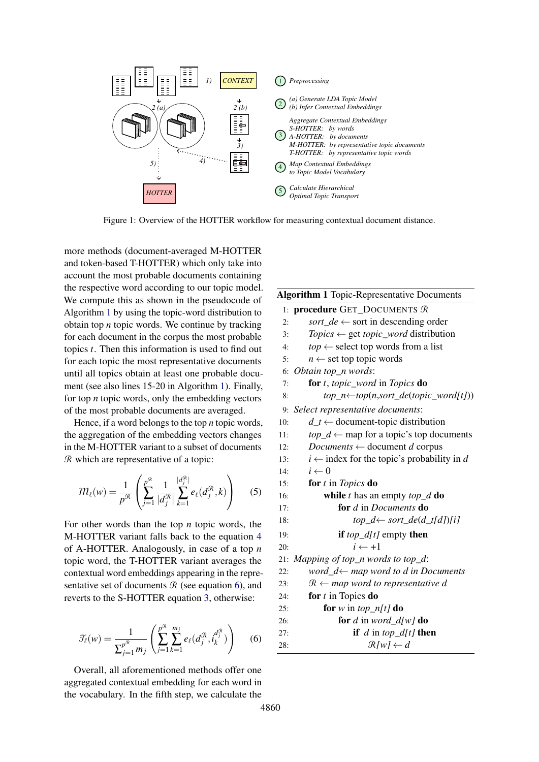1) CONTEXT

2 (a) 2 (b)

3)

4)

5)

HOTTER

1. Preprocessing
2. (a) Generate LDA Topic Model (b) Infer Contextual Embeddings
3. Aggregate Contextual Embeddings
   S-HOTTER: by words
   A-HOTTER: by documents
   M-HOTTER: by representative topic documents
   T-HOTTER: by representative topic words
4. Map Contextual Embeddings to Topic Model Vocabulary
5. Calculate Hierarchical Optimal Topic Transport

Figure 1: Overview of the HOTTER workflow for measuring contextual document distance.

more methods (document-averaged M-HOTTER and token-based T-HOTTER) which only take into account the most probable documents containing the respective word according to our topic model. We compute this as shown in the pseudocode of Algorithm 1 by using the topic-word distribution to obtain top $n$ topic words. We continue by tracking for each document in the corpus the most probable topics $t$. Then this information is used to find out for each topic the most representative documents until all topics obtain at least one probable document (see also lines 15-20 in Algorithm 1). Finally, for top $n$ topic words, only the embedding vectors of the most probable documents are averaged.

Hence, if a word belongs to the top $n$ topic words, the aggregation of the embedding vectors changes in the M-HOTTER variant to a subset of documents $\mathcal{R}$ which are representative of a topic:

$$\mathcal{M}_\ell(w) = \frac{1}{p^{\mathcal{R}}} \left( \sum_{j=1}^{p^{\mathcal{R}}} \frac{1}{|d_j^{\mathcal{R}}|} \sum_{k=1}^{|d_j^{\mathcal{R}}|} e_\ell(d_j^{\mathcal{R}}, k) \right) \tag{5}$$

For other words than the top $n$ topic words, the M-HOTTER variant falls back to the equation 4 of A-HOTTER. Analogously, in case of a top $n$ topic word, the T-HOTTER variant averages the contextual word embeddings appearing in the representative set of documents $\mathcal{R}$ (see equation 6), and reverts to the S-HOTTER equation 3, otherwise:

$$\mathcal{T}_\ell(w) = \frac{1}{\sum_{j=1}^{p^{\mathcal{R}}} m_j} \left( \sum_{j=1}^{p^{\mathcal{R}}} \sum_{k=1}^{m_j} e_\ell(d_j^{\mathcal{R}}, i_k^{d_j^{\mathcal{R}}}) \right) \tag{6}$$

Overall, all aforementioned methods offer one aggregated contextual embedding for each word in the vocabulary. In the fifth step, we calculate the

**Algorithm 1** Topic-Representative Documents

```
1:  procedure GET_DOCUMENTS ℛ
2:      sort_de ← sort in descending order
3:      Topics ← get topic_word distribution
4:      top ← select top words from a list
5:      n ← set top topic words
6:  Obtain top_n words:
7:      for t, topic_word in Topics do
8:          top_n←top(n,sort_de(topic_word[t]))
9:  Select representative documents:
10:     d_t ← document-topic distribution
11:     top_d ← map for a topic's top documents
12:     Documents ← document d corpus
13:     i ← index for the topic's probability in d
14:     i ← 0
15:     for t in Topics do
16:         while t has an empty top_d do
17:             for d in Documents do
18:                 top_d← sort_de(d_t[d])[i]
19:             if top_d[t] empty then
20:                 i ← +1
21: Mapping of top_n words to top_d:
22:     word_d← map word to d in Documents
23:     ℛ ← map word to representative d
24:     for t in Topics do
25:         for w in top_n[t] do
26:             for d in word_d[w] do
27:                 if d in top_d[t] then
28:                     ℛ[w] ← d
```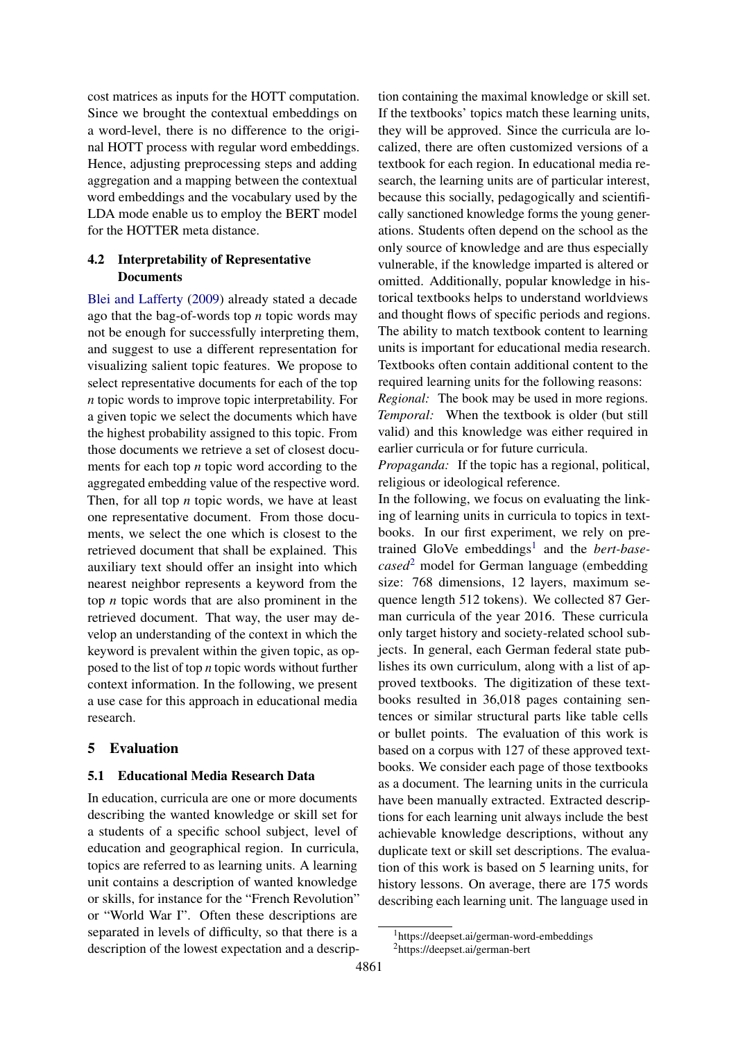cost matrices as inputs for the HOTT computation. Since we brought the contextual embeddings on a word-level, there is no difference to the original HOTT process with regular word embeddings. Hence, adjusting preprocessing steps and adding aggregation and a mapping between the contextual word embeddings and the vocabulary used by the LDA mode enable us to employ the BERT model for the HOTTER meta distance.

### 4.2 Interpretability of Representative Documents

Blei and Lafferty (2009) already stated a decade ago that the bag-of-words top *n* topic words may not be enough for successfully interpreting them, and suggest to use a different representation for visualizing salient topic features. We propose to select representative documents for each of the top *n* topic words to improve topic interpretability. For a given topic we select the documents which have the highest probability assigned to this topic. From those documents we retrieve a set of closest documents for each top *n* topic word according to the aggregated embedding value of the respective word. Then, for all top *n* topic words, we have at least one representative document. From those documents, we select the one which is closest to the retrieved document that shall be explained. This auxiliary text should offer an insight into which nearest neighbor represents a keyword from the top *n* topic words that are also prominent in the retrieved document. That way, the user may develop an understanding of the context in which the keyword is prevalent within the given topic, as opposed to the list of top *n* topic words without further context information. In the following, we present a use case for this approach in educational media research.

## 5 Evaluation

### 5.1 Educational Media Research Data

In education, curricula are one or more documents describing the wanted knowledge or skill set for a students of a specific school subject, level of education and geographical region. In curricula, topics are referred to as learning units. A learning unit contains a description of wanted knowledge or skills, for instance for the "French Revolution" or "World War I". Often these descriptions are separated in levels of difficulty, so that there is a description of the lowest expectation and a description containing the maximal knowledge or skill set. If the textbooks' topics match these learning units, they will be approved. Since the curricula are localized, there are often customized versions of a textbook for each region. In educational media research, the learning units are of particular interest, because this socially, pedagogically and scientifically sanctioned knowledge forms the young generations. Students often depend on the school as the only source of knowledge and are thus especially vulnerable, if the knowledge imparted is altered or omitted. Additionally, popular knowledge in historical textbooks helps to understand worldviews and thought flows of specific periods and regions. The ability to match textbook content to learning units is important for educational media research. Textbooks often contain additional content to the required learning units for the following reasons:

*Regional:* The book may be used in more regions.
*Temporal:* When the textbook is older (but still valid) and this knowledge was either required in earlier curricula or for future curricula.
*Propaganda:* If the topic has a regional, political, religious or ideological reference.

In the following, we focus on evaluating the linking of learning units in curricula to topics in textbooks. In our first experiment, we rely on pre-trained GloVe embeddings[1] and the *bert-base-cased*[2] model for German language (embedding size: 768 dimensions, 12 layers, maximum sequence length 512 tokens). We collected 87 German curricula of the year 2016. These curricula only target history and society-related school subjects. In general, each German federal state publishes its own curriculum, along with a list of approved textbooks. The digitization of these textbooks resulted in 36,018 pages containing sentences or similar structural parts like table cells or bullet points. The evaluation of this work is based on a corpus with 127 of these approved textbooks. We consider each page of those textbooks as a document. The learning units in the curricula have been manually extracted. Extracted descriptions for each learning unit always include the best achievable knowledge descriptions, without any duplicate text or skill set descriptions. The evaluation of this work is based on 5 learning units, for history lessons. On average, there are 175 words describing each learning unit. The language used in

[1] https://deepset.ai/german-word-embeddings
[2] https://deepset.ai/german-bert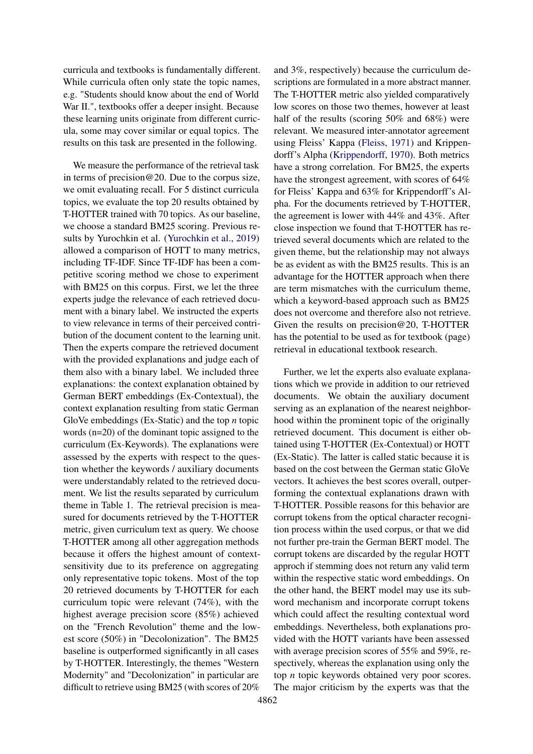curricula and textbooks is fundamentally different. While curricula often only state the topic names, e.g. "Students should know about the end of World War II.", textbooks offer a deeper insight. Because these learning units originate from different curricula, some may cover similar or equal topics. The results on this task are presented in the following.

We measure the performance of the retrieval task in terms of precision@20. Due to the corpus size, we omit evaluating recall. For 5 distinct curricula topics, we evaluate the top 20 results obtained by T-HOTTER trained with 70 topics. As our baseline, we choose a standard BM25 scoring. Previous results by Yurochkin et al. (Yurochkin et al., 2019) allowed a comparison of HOTT to many metrics, including TF-IDF. Since TF-IDF has been a competitive scoring method we chose to experiment with BM25 on this corpus. First, we let the three experts judge the relevance of each retrieved document with a binary label. We instructed the experts to view relevance in terms of their perceived contribution of the document content to the learning unit. Then the experts compare the retrieved document with the provided explanations and judge each of them also with a binary label. We included three explanations: the context explanation obtained by German BERT embeddings (Ex-Contextual), the context explanation resulting from static German GloVe embeddings (Ex-Static) and the top *n* topic words (n=20) of the dominant topic assigned to the curriculum (Ex-Keywords). The explanations were assessed by the experts with respect to the question whether the keywords / auxiliary documents were understandably related to the retrieved document. We list the results separated by curriculum theme in Table 1. The retrieval precision is measured for documents retrieved by the T-HOTTER metric, given curriculum text as query. We choose T-HOTTER among all other aggregation methods because it offers the highest amount of context-sensitivity due to its preference on aggregating only representative topic tokens. Most of the top 20 retrieved documents by T-HOTTER for each curriculum topic were relevant (74%), with the highest average precision score (85%) achieved on the "French Revolution" theme and the lowest score (50%) in "Decolonization". The BM25 baseline is outperformed significantly in all cases by T-HOTTER. Interestingly, the themes "Western Modernity" and "Decolonization" in particular are difficult to retrieve using BM25 (with scores of 20% and 3%, respectively) because the curriculum descriptions are formulated in a more abstract manner. The T-HOTTER metric also yielded comparatively low scores on those two themes, however at least half of the results (scoring 50% and 68%) were relevant. We measured inter-annotator agreement using Fleiss' Kappa (Fleiss, 1971) and Krippendorff's Alpha (Krippendorff, 1970). Both metrics have a strong correlation. For BM25, the experts have the strongest agreement, with scores of 64% for Fleiss' Kappa and 63% for Krippendorff's Alpha. For the documents retrieved by T-HOTTER, the agreement is lower with 44% and 43%. After close inspection we found that T-HOTTER has retrieved several documents which are related to the given theme, but the relationship may not always be as evident as with the BM25 results. This is an advantage for the HOTTER approach when there are term mismatches with the curriculum theme, which a keyword-based approach such as BM25 does not overcome and therefore also not retrieve. Given the results on precision@20, T-HOTTER has the potential to be used as for textbook (page) retrieval in educational textbook research.

Further, we let the experts also evaluate explanations which we provide in addition to our retrieved documents. We obtain the auxiliary document serving as an explanation of the nearest neighborhood within the prominent topic of the originally retrieved document. This document is either obtained using T-HOTTER (Ex-Contextual) or HOTT (Ex-Static). The latter is called static because it is based on the cost between the German static GloVe vectors. It achieves the best scores overall, outperforming the contextual explanations drawn with T-HOTTER. Possible reasons for this behavior are corrupt tokens from the optical character recognition process within the used corpus, or that we did not further pre-train the German BERT model. The corrupt tokens are discarded by the regular HOTT approch if stemming does not return any valid term within the respective static word embeddings. On the other hand, the BERT model may use its subword mechanism and incorporate corrupt tokens which could affect the resulting contextual word embeddings. Nevertheless, both explanations provided with the HOTT variants have been assessed with average precision scores of 55% and 59%, respectively, whereas the explanation using only the top *n* topic keywords obtained very poor scores. The major criticism by the experts was that the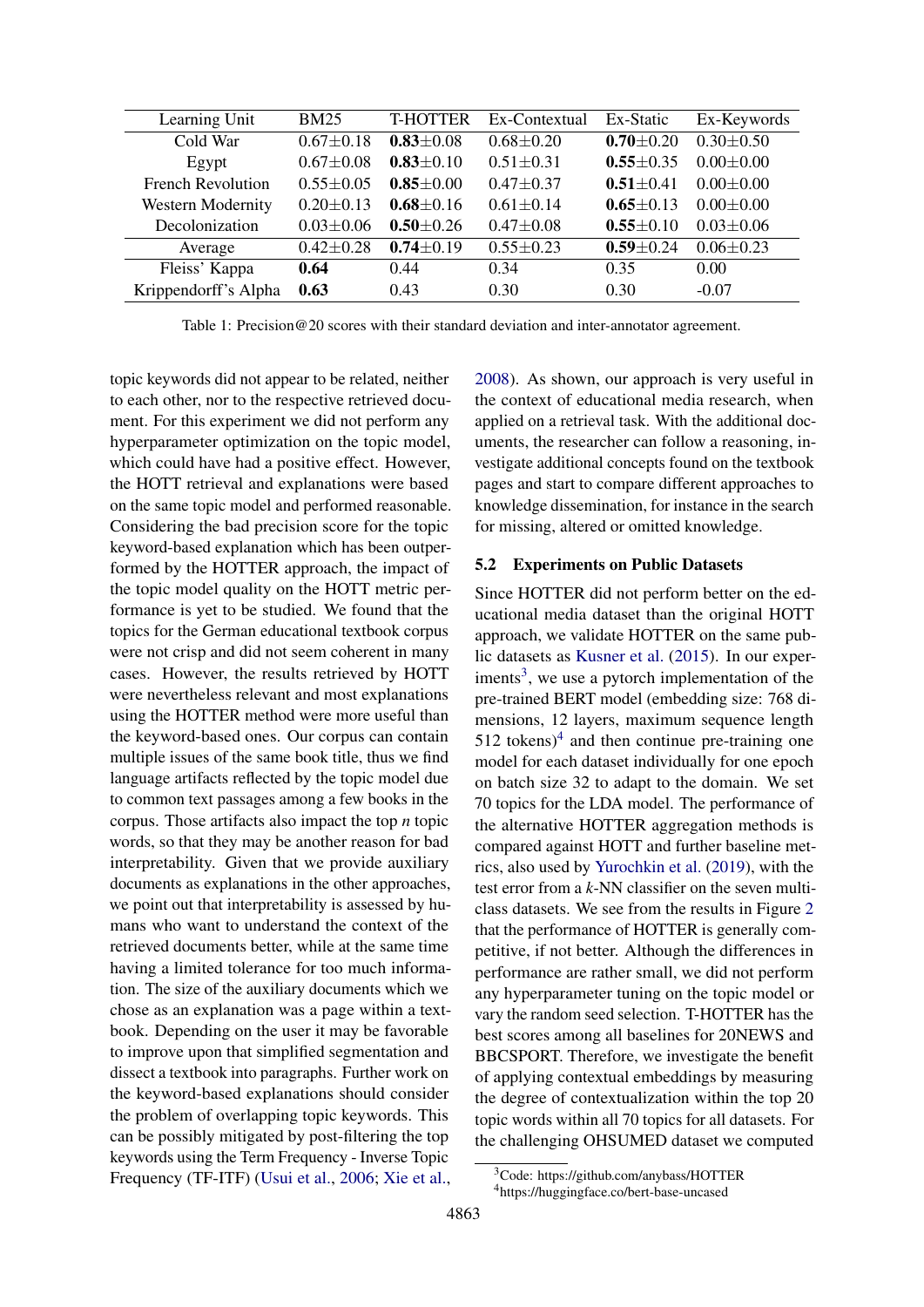| Learning Unit | BM25 | T-HOTTER | Ex-Contextual | Ex-Static | Ex-Keywords |
|---|---|---|---|---|---|
| Cold War | 0.67±0.18 | **0.83**±0.08 | 0.68±0.20 | **0.70**±0.20 | 0.30±0.50 |
| Egypt | 0.67±0.08 | **0.83**±0.10 | 0.51±0.31 | **0.55**±0.35 | 0.00±0.00 |
| French Revolution | 0.55±0.05 | **0.85**±0.00 | 0.47±0.37 | **0.51**±0.41 | 0.00±0.00 |
| Western Modernity | 0.20±0.13 | **0.68**±0.16 | 0.61±0.14 | **0.65**±0.13 | 0.00±0.00 |
| Decolonization | 0.03±0.06 | **0.50**±0.26 | 0.47±0.08 | **0.55**±0.10 | 0.03±0.06 |
| Average | 0.42±0.28 | **0.74**±0.19 | 0.55±0.23 | **0.59**±0.24 | 0.06±0.23 |
| Fleiss' Kappa | **0.64** | 0.44 | 0.34 | 0.35 | 0.00 |
| Krippendorff's Alpha | **0.63** | 0.43 | 0.30 | 0.30 | -0.07 |

Table 1: Precision@20 scores with their standard deviation and inter-annotator agreement.

topic keywords did not appear to be related, neither to each other, nor to the respective retrieved document. For this experiment we did not perform any hyperparameter optimization on the topic model, which could have had a positive effect. However, the HOTT retrieval and explanations were based on the same topic model and performed reasonable. Considering the bad precision score for the topic keyword-based explanation which has been outperformed by the HOTTER approach, the impact of the topic model quality on the HOTT metric performance is yet to be studied. We found that the topics for the German educational textbook corpus were not crisp and did not seem coherent in many cases. However, the results retrieved by HOTT were nevertheless relevant and most explanations using the HOTTER method were more useful than the keyword-based ones. Our corpus can contain multiple issues of the same book title, thus we find language artifacts reflected by the topic model due to common text passages among a few books in the corpus. Those artifacts also impact the top *n* topic words, so that they may be another reason for bad interpretability. Given that we provide auxiliary documents as explanations in the other approaches, we point out that interpretability is assessed by humans who want to understand the context of the retrieved documents better, while at the same time having a limited tolerance for too much information. The size of the auxiliary documents which we chose as an explanation was a page within a textbook. Depending on the user it may be favorable to improve upon that simplified segmentation and dissect a textbook into paragraphs. Further work on the keyword-based explanations should consider the problem of overlapping topic keywords. This can be possibly mitigated by post-filtering the top keywords using the Term Frequency - Inverse Topic Frequency (TF-ITF) (Usui et al., 2006; Xie et al., 2008). As shown, our approach is very useful in the context of educational media research, when applied on a retrieval task. With the additional documents, the researcher can follow a reasoning, investigate additional concepts found on the textbook pages and start to compare different approaches to knowledge dissemination, for instance in the search for missing, altered or omitted knowledge.

### 5.2 Experiments on Public Datasets

Since HOTTER did not perform better on the educational media dataset than the original HOTT approach, we validate HOTTER on the same public datasets as Kusner et al. (2015). In our experiments[3], we use a pytorch implementation of the pre-trained BERT model (embedding size: 768 dimensions, 12 layers, maximum sequence length 512 tokens)[4] and then continue pre-training one model for each dataset individually for one epoch on batch size 32 to adapt to the domain. We set 70 topics for the LDA model. The performance of the alternative HOTTER aggregation methods is compared against HOTT and further baseline metrics, also used by Yurochkin et al. (2019), with the test error from a *k*-NN classifier on the seven multiclass datasets. We see from the results in Figure 2 that the performance of HOTTER is generally competitive, if not better. Although the differences in performance are rather small, we did not perform any hyperparameter tuning on the topic model or vary the random seed selection. T-HOTTER has the best scores among all baselines for 20NEWS and BBCSPORT. Therefore, we investigate the benefit of applying contextual embeddings by measuring the degree of contextualization within the top 20 topic words within all 70 topics for all datasets. For the challenging OHSUMED dataset we computed

[3] Code: https://github.com/anybass/HOTTER

[4] https://huggingface.co/bert-base-uncased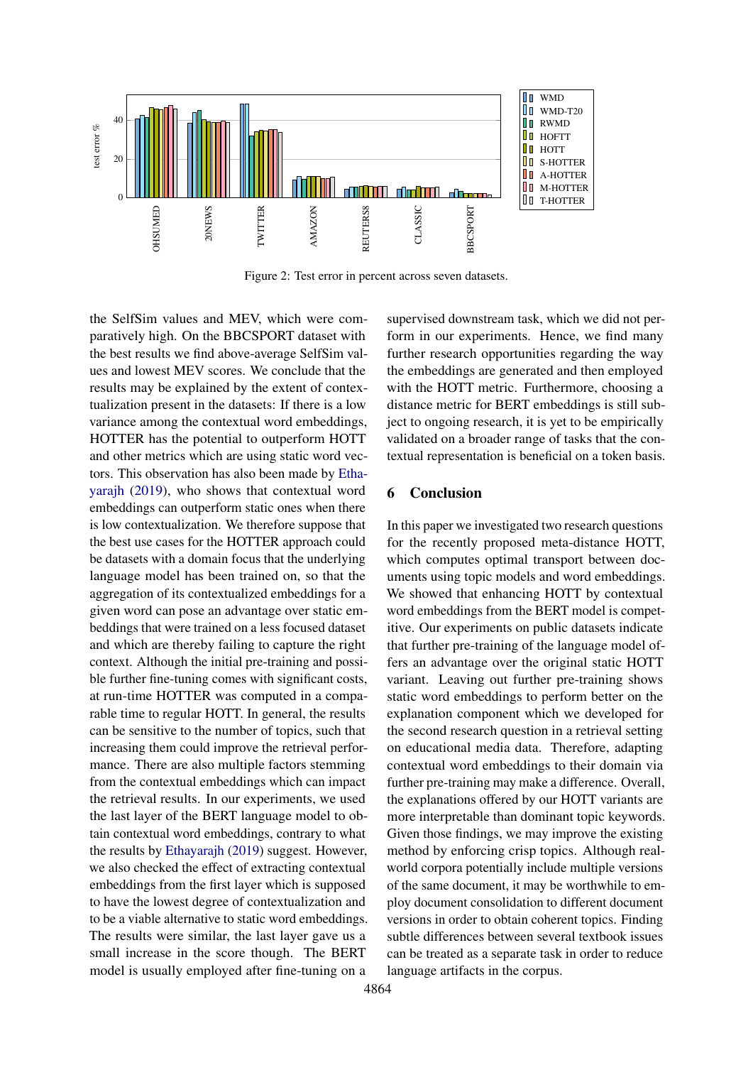Figure 2: Test error in percent across seven datasets.

the SelfSim values and MEV, which were comparatively high. On the BBCSPORT dataset with the best results we find above-average SelfSim values and lowest MEV scores. We conclude that the results may be explained by the extent of contextualization present in the datasets: If there is a low variance among the contextual word embeddings, HOTTER has the potential to outperform HOTT and other metrics which are using static word vectors. This observation has also been made by Ethayarajh (2019), who shows that contextual word embeddings can outperform static ones when there is low contextualization. We therefore suppose that the best use cases for the HOTTER approach could be datasets with a domain focus that the underlying language model has been trained on, so that the aggregation of its contextualized embeddings for a given word can pose an advantage over static embeddings that were trained on a less focused dataset and which are thereby failing to capture the right context. Although the initial pre-training and possible further fine-tuning comes with significant costs, at run-time HOTTER was computed in a comparable time to regular HOTT. In general, the results can be sensitive to the number of topics, such that increasing them could improve the retrieval performance. There are also multiple factors stemming from the contextual embeddings which can impact the retrieval results. In our experiments, we used the last layer of the BERT language model to obtain contextual word embeddings, contrary to what the results by Ethayarajh (2019) suggest. However, we also checked the effect of extracting contextual embeddings from the first layer which is supposed to have the lowest degree of contextualization and to be a viable alternative to static word embeddings. The results were similar, the last layer gave us a small increase in the score though. The BERT model is usually employed after fine-tuning on a supervised downstream task, which we did not perform in our experiments. Hence, we find many further research opportunities regarding the way the embeddings are generated and then employed with the HOTT metric. Furthermore, choosing a distance metric for BERT embeddings is still subject to ongoing research, it is yet to be empirically validated on a broader range of tasks that the contextual representation is beneficial on a token basis.

## 6 Conclusion

In this paper we investigated two research questions for the recently proposed meta-distance HOTT, which computes optimal transport between documents using topic models and word embeddings. We showed that enhancing HOTT by contextual word embeddings from the BERT model is competitive. Our experiments on public datasets indicate that further pre-training of the language model offers an advantage over the original static HOTT variant. Leaving out further pre-training shows static word embeddings to perform better on the explanation component which we developed for the second research question in a retrieval setting on educational media data. Therefore, adapting contextual word embeddings to their domain via further pre-training may make a difference. Overall, the explanations offered by our HOTT variants are more interpretable than dominant topic keywords. Given those findings, we may improve the existing method by enforcing crisp topics. Although real-world corpora potentially include multiple versions of the same document, it may be worthwhile to employ document consolidation to different document versions in order to obtain coherent topics. Finding subtle differences between several textbook issues can be treated as a separate task in order to reduce language artifacts in the corpus.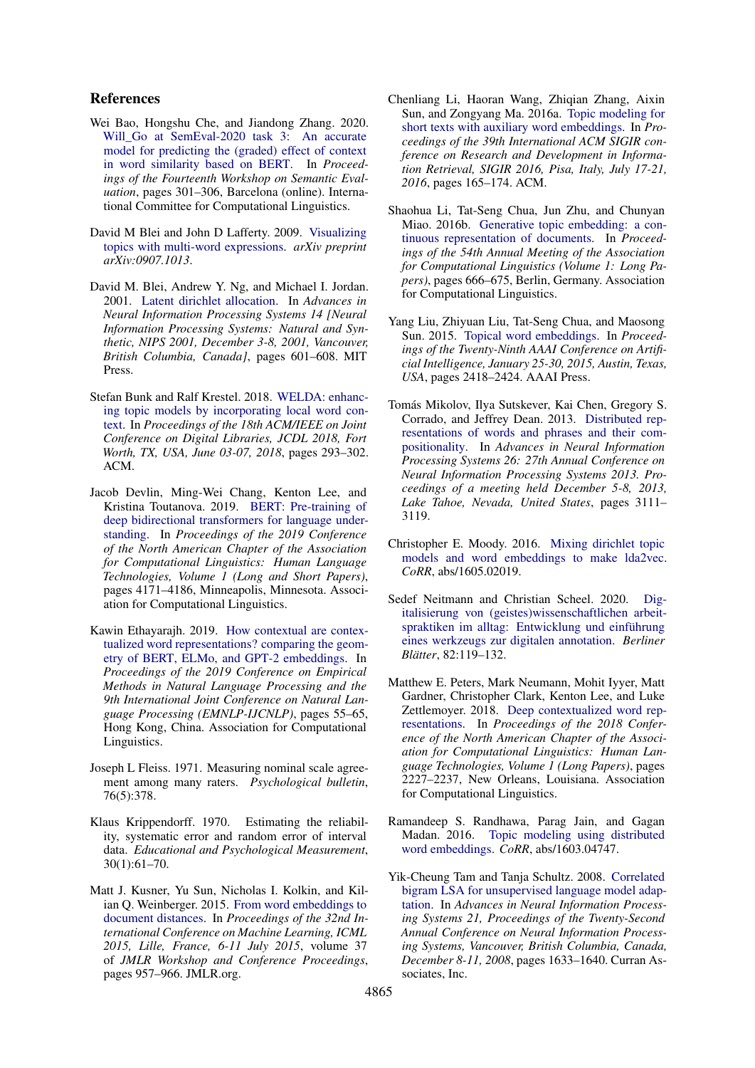## References

Wei Bao, Hongshu Che, and Jiandong Zhang. 2020. Will_Go at SemEval-2020 task 3: An accurate model for predicting the (graded) effect of context in word similarity based on BERT. In *Proceedings of the Fourteenth Workshop on Semantic Evaluation*, pages 301–306, Barcelona (online). International Committee for Computational Linguistics.

David M Blei and John D Lafferty. 2009. Visualizing topics with multi-word expressions. *arXiv preprint arXiv:0907.1013*.

David M. Blei, Andrew Y. Ng, and Michael I. Jordan. 2001. Latent dirichlet allocation. In *Advances in Neural Information Processing Systems 14 [Neural Information Processing Systems: Natural and Synthetic, NIPS 2001, December 3-8, 2001, Vancouver, British Columbia, Canada]*, pages 601–608. MIT Press.

Stefan Bunk and Ralf Krestel. 2018. WELDA: enhancing topic models by incorporating local word context. In *Proceedings of the 18th ACM/IEEE on Joint Conference on Digital Libraries, JCDL 2018, Fort Worth, TX, USA, June 03-07, 2018*, pages 293–302. ACM.

Jacob Devlin, Ming-Wei Chang, Kenton Lee, and Kristina Toutanova. 2019. BERT: Pre-training of deep bidirectional transformers for language understanding. In *Proceedings of the 2019 Conference of the North American Chapter of the Association for Computational Linguistics: Human Language Technologies, Volume 1 (Long and Short Papers)*, pages 4171–4186, Minneapolis, Minnesota. Association for Computational Linguistics.

Kawin Ethayarajh. 2019. How contextual are contextualized word representations? comparing the geometry of BERT, ELMo, and GPT-2 embeddings. In *Proceedings of the 2019 Conference on Empirical Methods in Natural Language Processing and the 9th International Joint Conference on Natural Language Processing (EMNLP-IJCNLP)*, pages 55–65, Hong Kong, China. Association for Computational Linguistics.

Joseph L Fleiss. 1971. Measuring nominal scale agreement among many raters. *Psychological bulletin*, 76(5):378.

Klaus Krippendorff. 1970. Estimating the reliability, systematic error and random error of interval data. *Educational and Psychological Measurement*, 30(1):61–70.

Matt J. Kusner, Yu Sun, Nicholas I. Kolkin, and Kilian Q. Weinberger. 2015. From word embeddings to document distances. In *Proceedings of the 32nd International Conference on Machine Learning, ICML 2015, Lille, France, 6-11 July 2015*, volume 37 of *JMLR Workshop and Conference Proceedings*, pages 957–966. JMLR.org.

Chenliang Li, Haoran Wang, Zhiqian Zhang, Aixin Sun, and Zongyang Ma. 2016a. Topic modeling for short texts with auxiliary word embeddings. In *Proceedings of the 39th International ACM SIGIR conference on Research and Development in Information Retrieval, SIGIR 2016, Pisa, Italy, July 17-21, 2016*, pages 165–174. ACM.

Shaohua Li, Tat-Seng Chua, Jun Zhu, and Chunyan Miao. 2016b. Generative topic embedding: a continuous representation of documents. In *Proceedings of the 54th Annual Meeting of the Association for Computational Linguistics (Volume 1: Long Papers)*, pages 666–675, Berlin, Germany. Association for Computational Linguistics.

Yang Liu, Zhiyuan Liu, Tat-Seng Chua, and Maosong Sun. 2015. Topical word embeddings. In *Proceedings of the Twenty-Ninth AAAI Conference on Artificial Intelligence, January 25-30, 2015, Austin, Texas, USA*, pages 2418–2424. AAAI Press.

Tomás Mikolov, Ilya Sutskever, Kai Chen, Gregory S. Corrado, and Jeffrey Dean. 2013. Distributed representations of words and phrases and their compositionality. In *Advances in Neural Information Processing Systems 26: 27th Annual Conference on Neural Information Processing Systems 2013. Proceedings of a meeting held December 5-8, 2013, Lake Tahoe, Nevada, United States*, pages 3111–3119.

Christopher E. Moody. 2016. Mixing dirichlet topic models and word embeddings to make lda2vec. *CoRR*, abs/1605.02019.

Sedef Neitmann and Christian Scheel. 2020. Digitalisierung von (geistes)wissenschaftlichen arbeitspraktiken im alltag: Entwicklung und einführung eines werkzeugs zur digitalen annotation. *Berliner Blätter*, 82:119–132.

Matthew E. Peters, Mark Neumann, Mohit Iyyer, Matt Gardner, Christopher Clark, Kenton Lee, and Luke Zettlemoyer. 2018. Deep contextualized word representations. In *Proceedings of the 2018 Conference of the North American Chapter of the Association for Computational Linguistics: Human Language Technologies, Volume 1 (Long Papers)*, pages 2227–2237, New Orleans, Louisiana. Association for Computational Linguistics.

Ramandeep S. Randhawa, Parag Jain, and Gagan Madan. 2016. Topic modeling using distributed word embeddings. *CoRR*, abs/1603.04747.

Yik-Cheung Tam and Tanja Schultz. 2008. Correlated bigram LSA for unsupervised language model adaptation. In *Advances in Neural Information Processing Systems 21, Proceedings of the Twenty-Second Annual Conference on Neural Information Processing Systems, Vancouver, British Columbia, Canada, December 8-11, 2008*, pages 1633–1640. Curran Associates, Inc.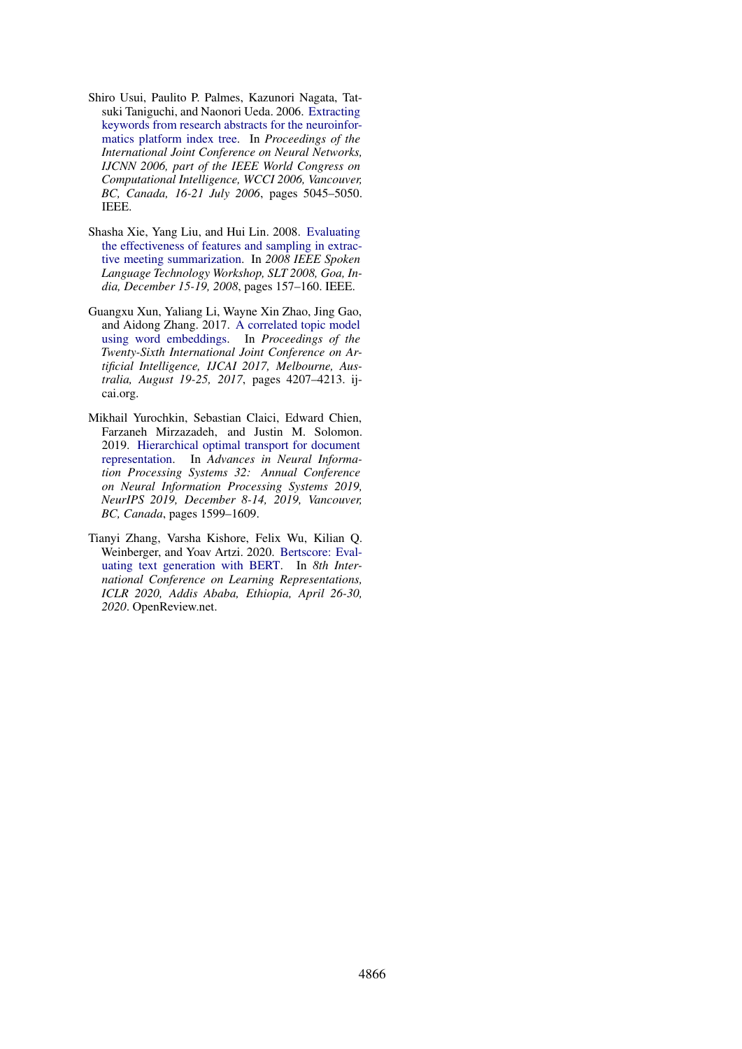Shiro Usui, Paulito P. Palmes, Kazunori Nagata, Tatsuki Taniguchi, and Naonori Ueda. 2006. Extracting keywords from research abstracts for the neuroinformatics platform index tree. In *Proceedings of the International Joint Conference on Neural Networks, IJCNN 2006, part of the IEEE World Congress on Computational Intelligence, WCCI 2006, Vancouver, BC, Canada, 16-21 July 2006*, pages 5045–5050. IEEE.

Shasha Xie, Yang Liu, and Hui Lin. 2008. Evaluating the effectiveness of features and sampling in extractive meeting summarization. In *2008 IEEE Spoken Language Technology Workshop, SLT 2008, Goa, India, December 15-19, 2008*, pages 157–160. IEEE.

Guangxu Xun, Yaliang Li, Wayne Xin Zhao, Jing Gao, and Aidong Zhang. 2017. A correlated topic model using word embeddings. In *Proceedings of the Twenty-Sixth International Joint Conference on Artificial Intelligence, IJCAI 2017, Melbourne, Australia, August 19-25, 2017*, pages 4207–4213. ijcai.org.

Mikhail Yurochkin, Sebastian Claici, Edward Chien, Farzaneh Mirzazadeh, and Justin M. Solomon. 2019. Hierarchical optimal transport for document representation. In *Advances in Neural Information Processing Systems 32: Annual Conference on Neural Information Processing Systems 2019, NeurIPS 2019, December 8-14, 2019, Vancouver, BC, Canada*, pages 1599–1609.

Tianyi Zhang, Varsha Kishore, Felix Wu, Kilian Q. Weinberger, and Yoav Artzi. 2020. Bertscore: Evaluating text generation with BERT. In *8th International Conference on Learning Representations, ICLR 2020, Addis Ababa, Ethiopia, April 26-30, 2020*. OpenReview.net.